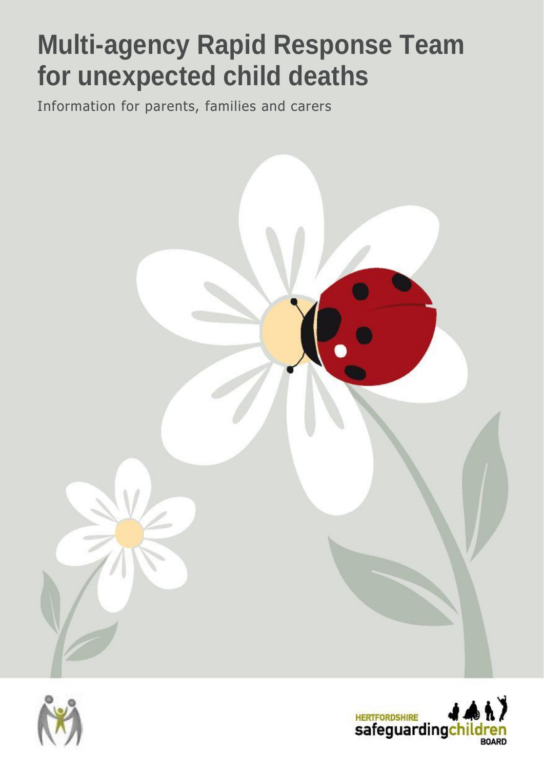# Multi-agency Rapid Response Team for unexpected child deaths

Information for parents, families and carers

HERTFORDSHIRE safeguardingchildren BOARD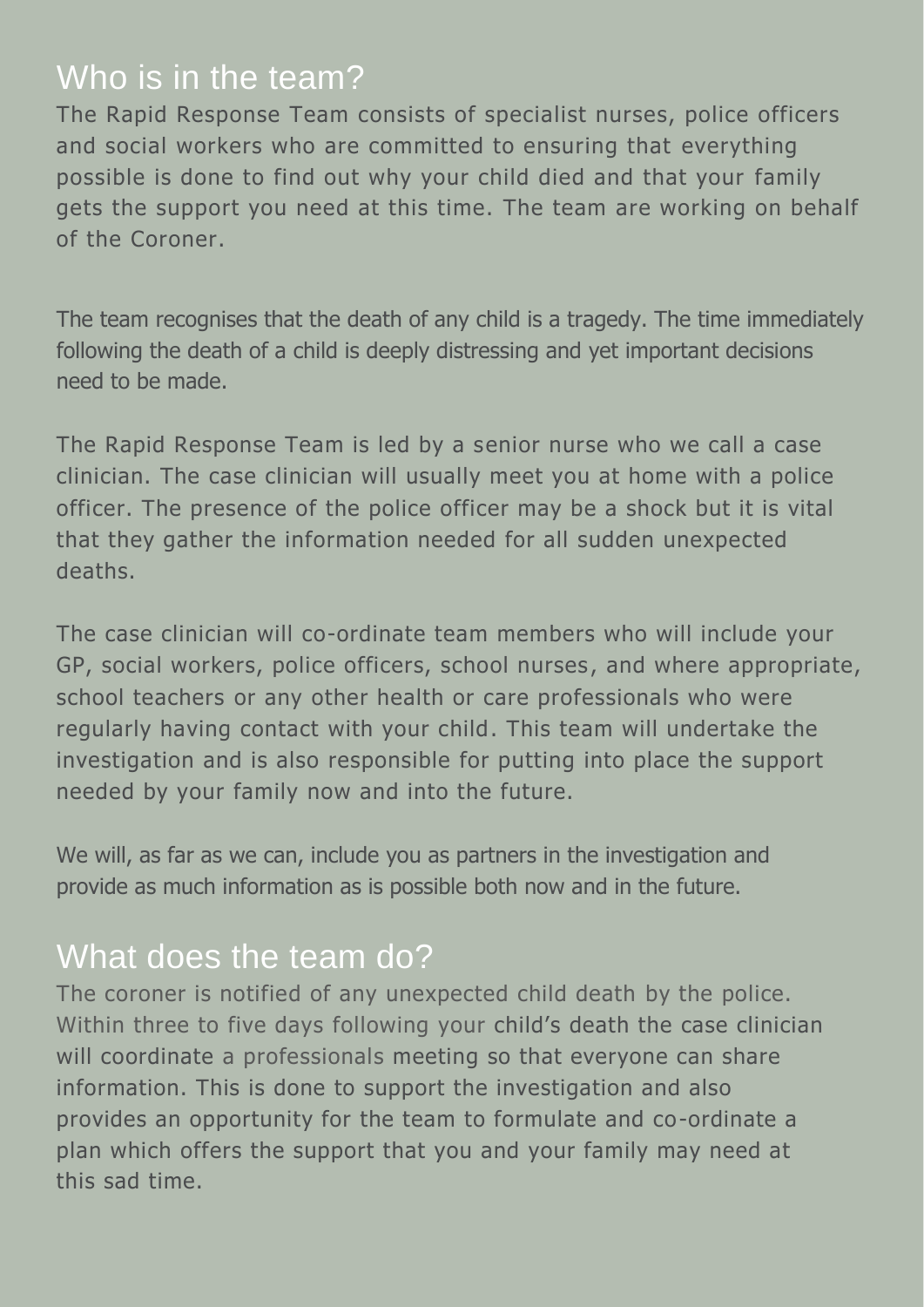## Who is in the team?

The Rapid Response Team consists of specialist nurses, police officers and social workers who are committed to ensuring that everything possible is done to find out why your child died and that your family gets the support you need at this time. The team are working on behalf of the Coroner.

The team recognises that the death of any child is a tragedy. The time immediately following the death of a child is deeply distressing and yet important decisions need to be made.

The Rapid Response Team is led by a senior nurse who we call a case clinician. The case clinician will usually meet you at home with a police officer. The presence of the police officer may be a shock but it is vital that they gather the information needed for all sudden unexpected deaths.

The case clinician will co-ordinate team members who will include your GP, social workers, police officers, school nurses, and where appropriate, school teachers or any other health or care professionals who were regularly having contact with your child. This team will undertake the investigation and is also responsible for putting into place the support needed by your family now and into the future.

We will, as far as we can, include you as partners in the investigation and provide as much information as is possible both now and in the future.

## What does the team do?

The coroner is notified of any unexpected child death by the police. Within three to five days following your child's death the case clinician will coordinate a professionals meeting so that everyone can share information. This is done to support the investigation and also provides an opportunity for the team to formulate and co-ordinate a plan which offers the support that you and your family may need at this sad time.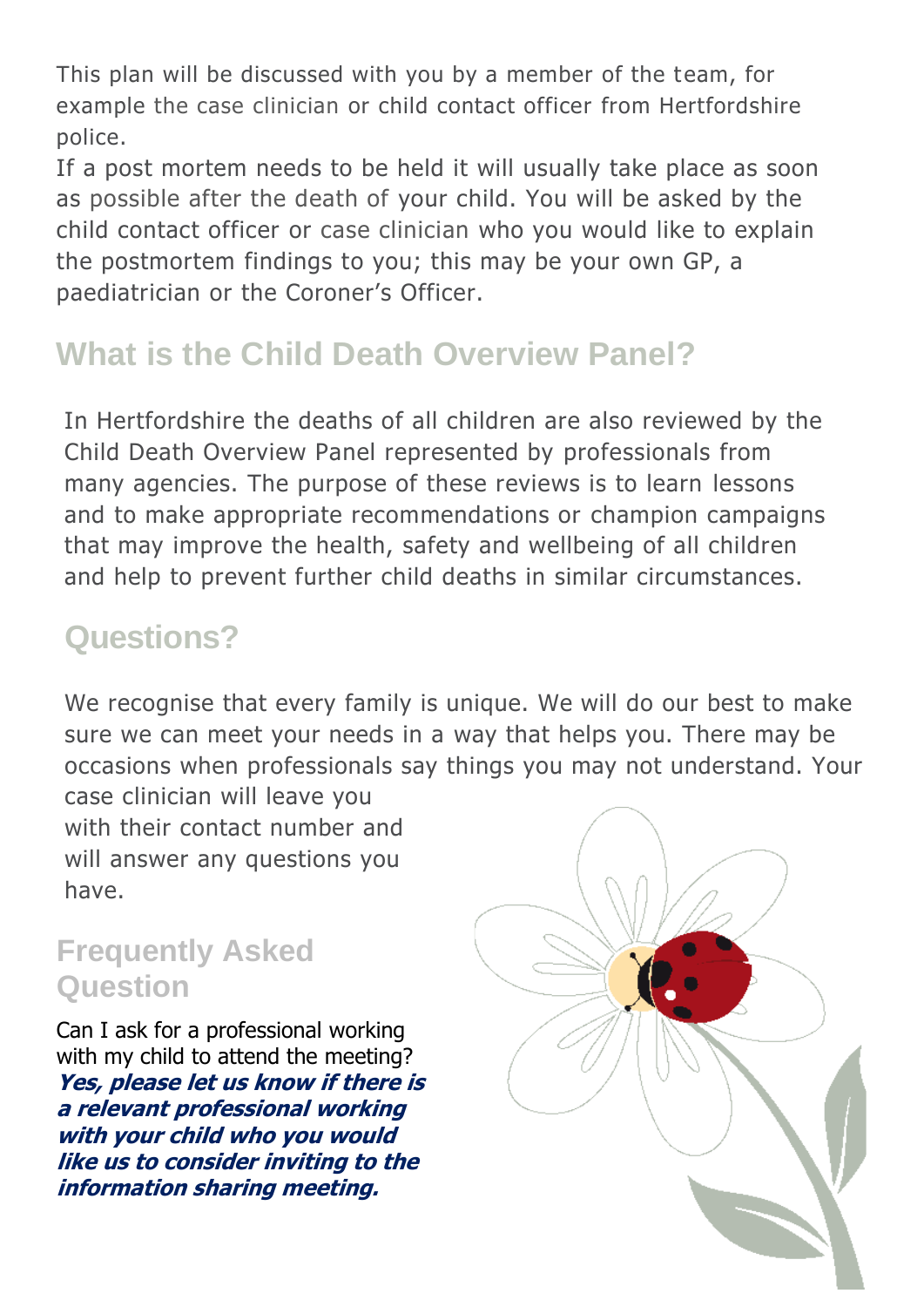This plan will be discussed with you by a member of the team, for example the case clinician or child contact officer from Hertfordshire police.

If a post mortem needs to be held it will usually take place as soon as possible after the death of your child. You will be asked by the child contact officer or case clinician who you would like to explain the postmortem findings to you; this may be your own GP, a paediatrician or the Coroner's Officer.

## What is the Child Death Overview Panel?

In Hertfordshire the deaths of all children are also reviewed by the Child Death Overview Panel represented by professionals from many agencies. The purpose of these reviews is to learn lessons and to make appropriate recommendations or champion campaigns that may improve the health, safety and wellbeing of all children and help to prevent further child deaths in similar circumstances.

## Questions?

We recognise that every family is unique. We will do our best to make sure we can meet your needs in a way that helps you. There may be occasions when professionals say things you may not understand. Your case clinician will leave you with their contact number and will answer any questions you have.

## Frequently Asked Question

Can I ask for a professional working with my child to attend the meeting?

***Yes, please let us know if there is a relevant professional working with your child who you would like us to consider inviting to the information sharing meeting.***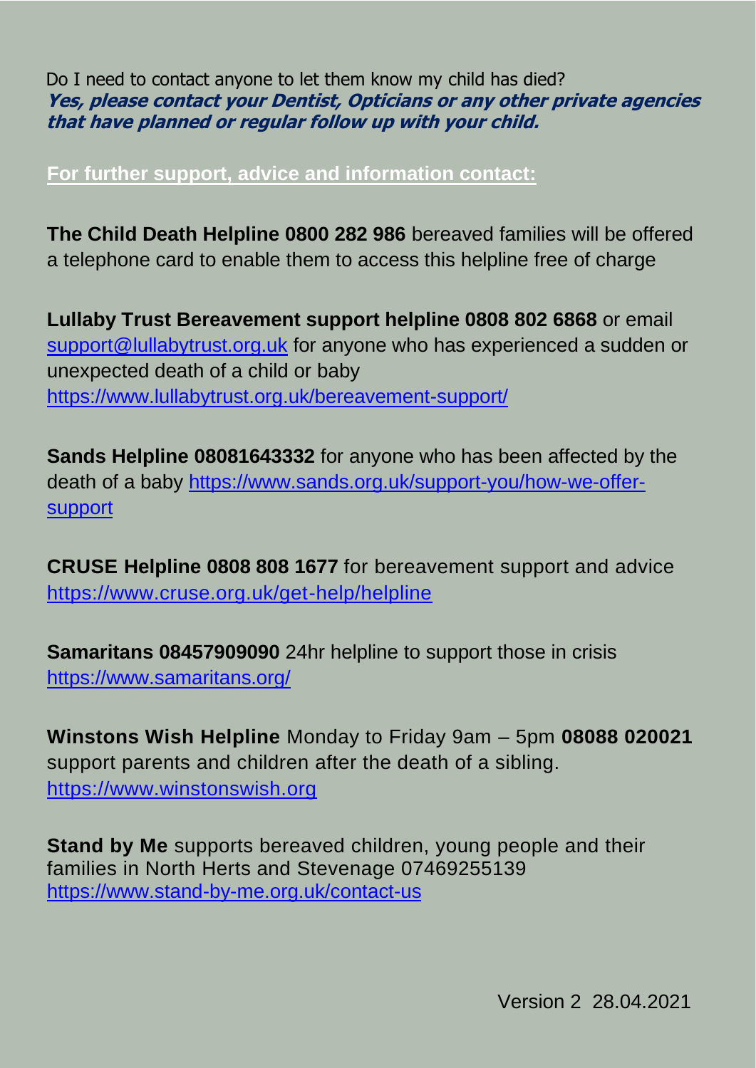Do I need to contact anyone to let them know my child has died?
***Yes, please contact your Dentist, Opticians or any other private agencies that have planned or regular follow up with your child.***

## For further support, advice and information contact:

**The Child Death Helpline 0800 282 986** bereaved families will be offered a telephone card to enable them to access this helpline free of charge

**Lullaby Trust Bereavement support helpline 0808 802 6868** or email support@lullabytrust.org.uk for anyone who has experienced a sudden or unexpected death of a child or baby https://www.lullabytrust.org.uk/bereavement-support/

**Sands Helpline 08081643332** for anyone who has been affected by the death of a baby https://www.sands.org.uk/support-you/how-we-offer-support

**CRUSE Helpline 0808 808 1677** for bereavement support and advice https://www.cruse.org.uk/get-help/helpline

**Samaritans 08457909090** 24hr helpline to support those in crisis https://www.samaritans.org/

**Winstons Wish Helpline** Monday to Friday 9am – 5pm **08088 020021** support parents and children after the death of a sibling. https://www.winstonswish.org

**Stand by Me** supports bereaved children, young people and their families in North Herts and Stevenage 07469255139 https://www.stand-by-me.org.uk/contact-us

Version 2 28.04.2021